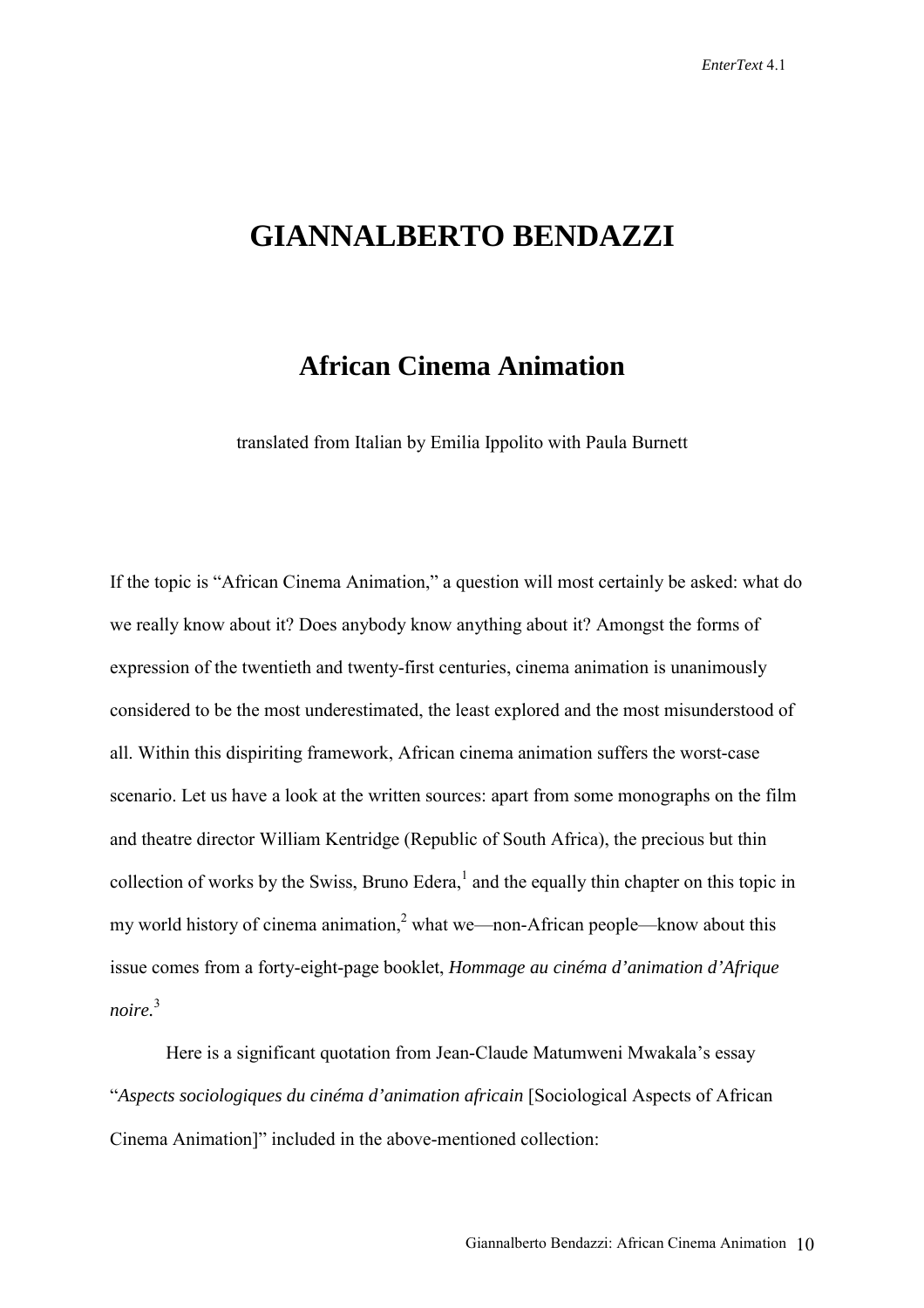# GIANNALBERTO BENDAZZI

## African Cinema Animation

translated from Italian by Emilia Ippolito with Paula Burnett

If the topic is "African Cinema Animation," a question will most certainly be asked: what do we really know about it? Does anybody know anything about it? Amongst the forms of expression of the twentieth and twenty-first centuries, cinema animation is unanimously considered to be the most underestimated, the least explored and the most misunderstood of all. Within this dispiriting framework, African cinema animation suffers the worst-case scenario. Let us have a look at the written sources: apart from some monographs on the film and theatre director William Kentridge (Republic of South Africa), the precious but thin collection of works by the Swiss, Bruno Edera,[1] and the equally thin chapter on this topic in my world history of cinema animation,[2] what we—non-African people—know about this issue comes from a forty-eight-page booklet, *Hommage au cinéma d'animation d'Afrique noire*.[3]

Here is a significant quotation from Jean-Claude Matumweni Mwakala's essay "*Aspects sociologiques du cinéma d'animation africain* [Sociological Aspects of African Cinema Animation]" included in the above-mentioned collection: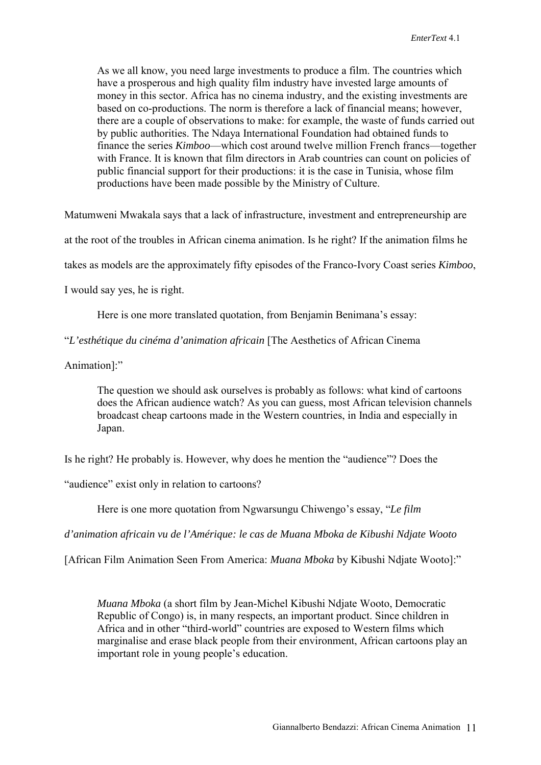> As we all know, you need large investments to produce a film. The countries which have a prosperous and high quality film industry have invested large amounts of money in this sector. Africa has no cinema industry, and the existing investments are based on co-productions. The norm is therefore a lack of financial means; however, there are a couple of observations to make: for example, the waste of funds carried out by public authorities. The Ndaya International Foundation had obtained funds to finance the series *Kimboo*—which cost around twelve million French francs—together with France. It is known that film directors in Arab countries can count on policies of public financial support for their productions: it is the case in Tunisia, whose film productions have been made possible by the Ministry of Culture.

Matumweni Mwakala says that a lack of infrastructure, investment and entrepreneurship are at the root of the troubles in African cinema animation. Is he right? If the animation films he takes as models are the approximately fifty episodes of the Franco-Ivory Coast series *Kimboo*, I would say yes, he is right.

Here is one more translated quotation, from Benjamin Benimana's essay: "*L'esthétique du cinéma d'animation africain* [The Aesthetics of African Cinema Animation]:"

> The question we should ask ourselves is probably as follows: what kind of cartoons does the African audience watch? As you can guess, most African television channels broadcast cheap cartoons made in the Western countries, in India and especially in Japan.

Is he right? He probably is. However, why does he mention the "audience"? Does the "audience" exist only in relation to cartoons?

Here is one more quotation from Ngwarsungu Chiwengo's essay, "*Le film d'animation africain vu de l'Amérique: le cas de Muana Mboka de Kibushi Ndjate Wooto* [African Film Animation Seen From America: *Muana Mboka* by Kibushi Ndjate Wooto]:"

> *Muana Mboka* (a short film by Jean-Michel Kibushi Ndjate Wooto, Democratic Republic of Congo) is, in many respects, an important product. Since children in Africa and in other "third-world" countries are exposed to Western films which marginalise and erase black people from their environment, African cartoons play an important role in young people's education.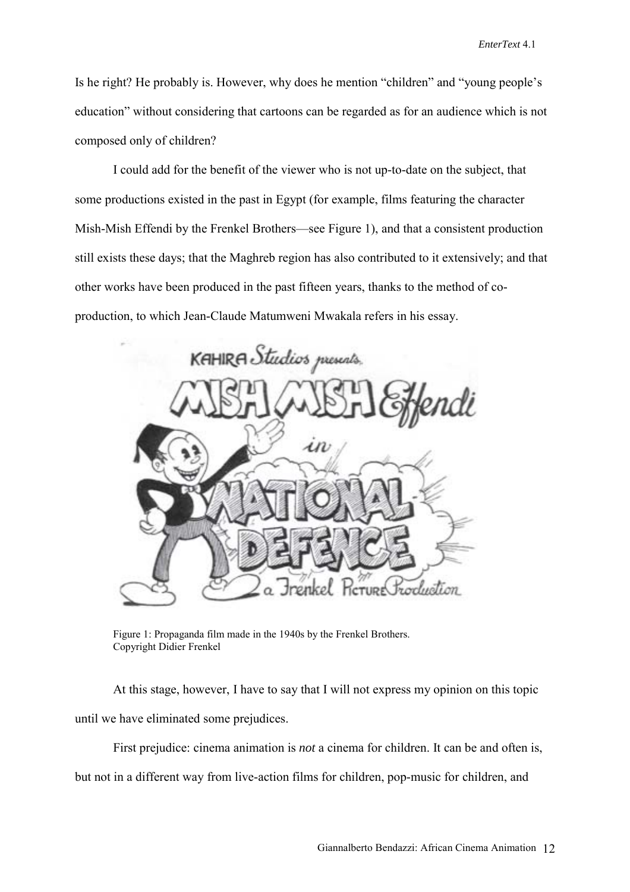Is he right? He probably is. However, why does he mention "children" and "young people's education" without considering that cartoons can be regarded as for an audience which is not composed only of children?

I could add for the benefit of the viewer who is not up-to-date on the subject, that some productions existed in the past in Egypt (for example, films featuring the character Mish-Mish Effendi by the Frenkel Brothers—see Figure 1), and that a consistent production still exists these days; that the Maghreb region has also contributed to it extensively; and that other works have been produced in the past fifteen years, thanks to the method of co-production, to which Jean-Claude Matumweni Mwakala refers in his essay.

Figure 1: Propaganda film made in the 1940s by the Frenkel Brothers.
Copyright Didier Frenkel

At this stage, however, I have to say that I will not express my opinion on this topic until we have eliminated some prejudices.

First prejudice: cinema animation is *not* a cinema for children. It can be and often is, but not in a different way from live-action films for children, pop-music for children, and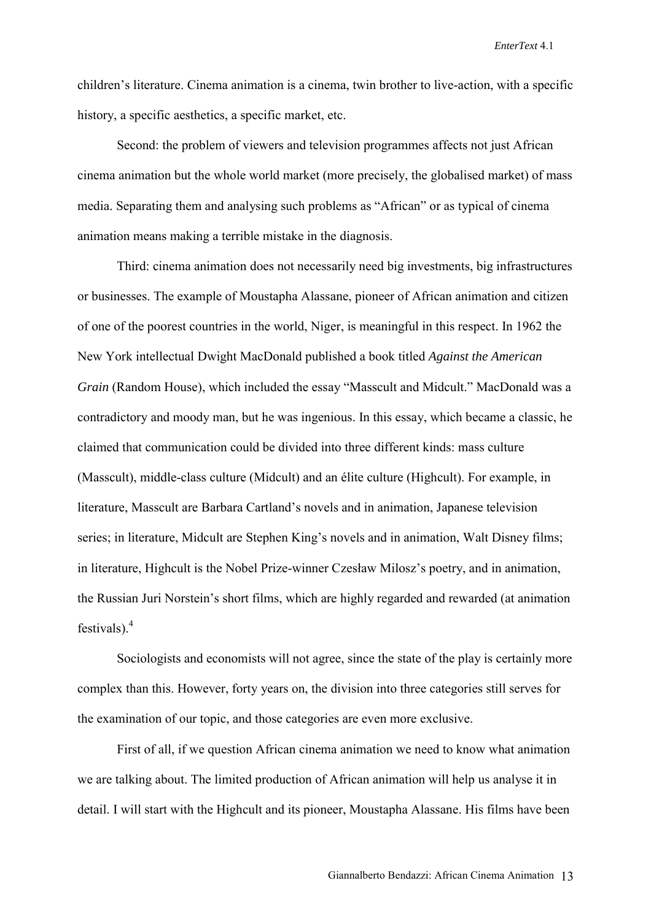children's literature. Cinema animation is a cinema, twin brother to live-action, with a specific history, a specific aesthetics, a specific market, etc.

Second: the problem of viewers and television programmes affects not just African cinema animation but the whole world market (more precisely, the globalised market) of mass media. Separating them and analysing such problems as "African" or as typical of cinema animation means making a terrible mistake in the diagnosis.

Third: cinema animation does not necessarily need big investments, big infrastructures or businesses. The example of Moustapha Alassane, pioneer of African animation and citizen of one of the poorest countries in the world, Niger, is meaningful in this respect. In 1962 the New York intellectual Dwight MacDonald published a book titled *Against the American Grain* (Random House), which included the essay "Masscult and Midcult." MacDonald was a contradictory and moody man, but he was ingenious. In this essay, which became a classic, he claimed that communication could be divided into three different kinds: mass culture (Masscult), middle-class culture (Midcult) and an élite culture (Highcult). For example, in literature, Masscult are Barbara Cartland's novels and in animation, Japanese television series; in literature, Midcult are Stephen King's novels and in animation, Walt Disney films; in literature, Highcult is the Nobel Prize-winner Czesław Milosz's poetry, and in animation, the Russian Juri Norstein's short films, which are highly regarded and rewarded (at animation festivals).[4]

Sociologists and economists will not agree, since the state of the play is certainly more complex than this. However, forty years on, the division into three categories still serves for the examination of our topic, and those categories are even more exclusive.

First of all, if we question African cinema animation we need to know what animation we are talking about. The limited production of African animation will help us analyse it in detail. I will start with the Highcult and its pioneer, Moustapha Alassane. His films have been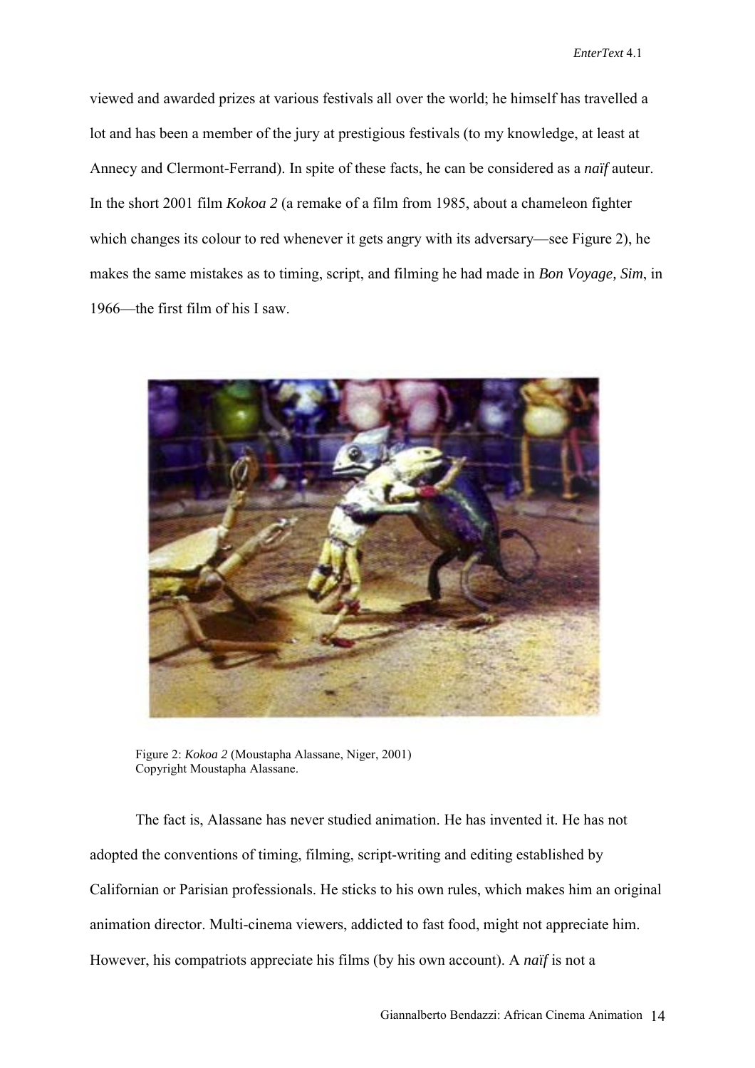viewed and awarded prizes at various festivals all over the world; he himself has travelled a lot and has been a member of the jury at prestigious festivals (to my knowledge, at least at Annecy and Clermont-Ferrand). In spite of these facts, he can be considered as a *naïf* auteur. In the short 2001 film *Kokoa 2* (a remake of a film from 1985, about a chameleon fighter which changes its colour to red whenever it gets angry with its adversary—see Figure 2), he makes the same mistakes as to timing, script, and filming he had made in *Bon Voyage, Sim*, in 1966—the first film of his I saw.

Figure 2: *Kokoa 2* (Moustapha Alassane, Niger, 2001)
Copyright Moustapha Alassane.

The fact is, Alassane has never studied animation. He has invented it. He has not adopted the conventions of timing, filming, script-writing and editing established by Californian or Parisian professionals. He sticks to his own rules, which makes him an original animation director. Multi-cinema viewers, addicted to fast food, might not appreciate him. However, his compatriots appreciate his films (by his own account). A *naïf* is not a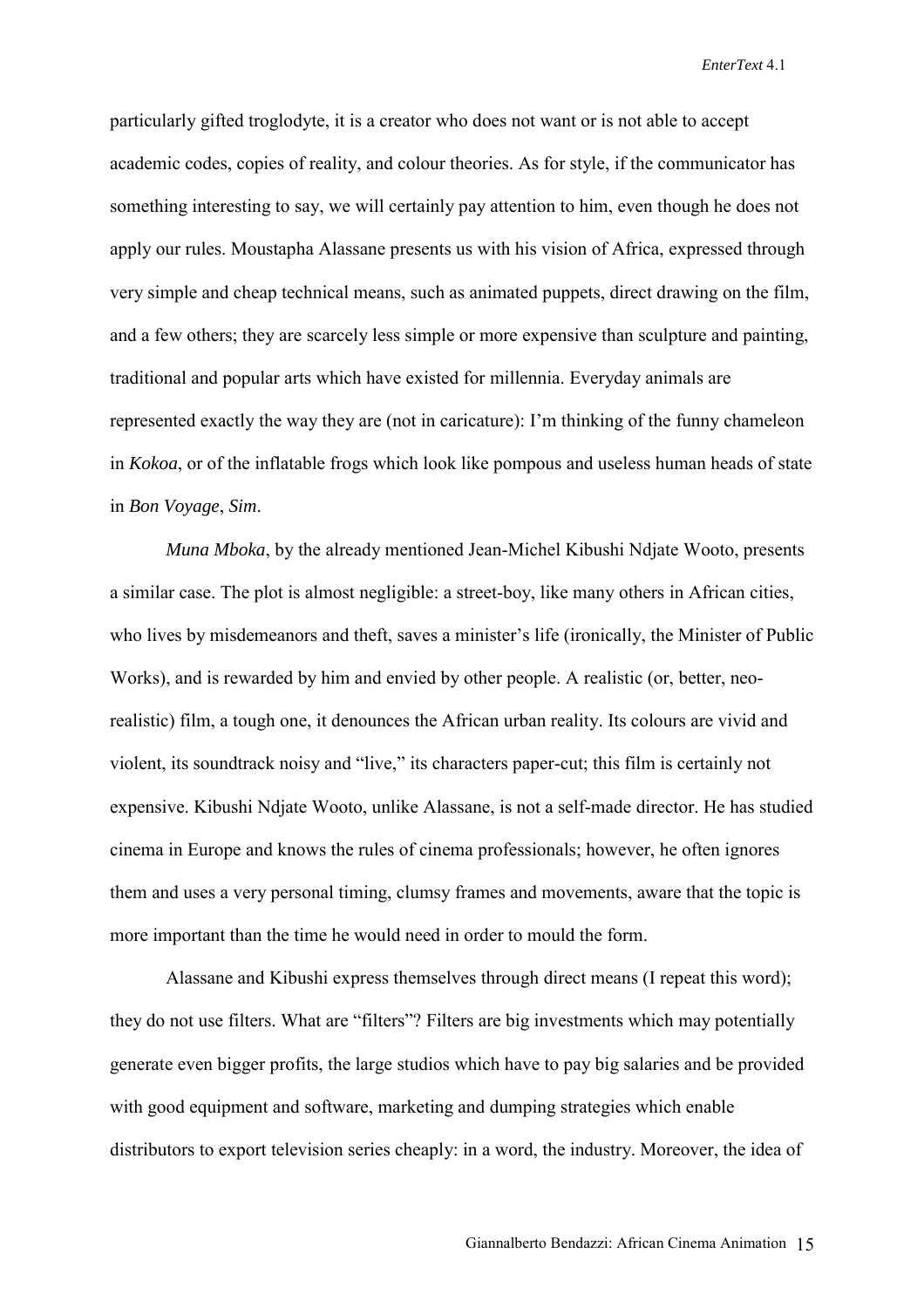particularly gifted troglodyte, it is a creator who does not want or is not able to accept academic codes, copies of reality, and colour theories. As for style, if the communicator has something interesting to say, we will certainly pay attention to him, even though he does not apply our rules. Moustapha Alassane presents us with his vision of Africa, expressed through very simple and cheap technical means, such as animated puppets, direct drawing on the film, and a few others; they are scarcely less simple or more expensive than sculpture and painting, traditional and popular arts which have existed for millennia. Everyday animals are represented exactly the way they are (not in caricature): I'm thinking of the funny chameleon in *Kokoa*, or of the inflatable frogs which look like pompous and useless human heads of state in *Bon Voyage*, *Sim*.

*Muna Mboka*, by the already mentioned Jean-Michel Kibushi Ndjate Wooto, presents a similar case. The plot is almost negligible: a street-boy, like many others in African cities, who lives by misdemeanors and theft, saves a minister's life (ironically, the Minister of Public Works), and is rewarded by him and envied by other people. A realistic (or, better, neo-realistic) film, a tough one, it denounces the African urban reality. Its colours are vivid and violent, its soundtrack noisy and "live," its characters paper-cut; this film is certainly not expensive. Kibushi Ndjate Wooto, unlike Alassane, is not a self-made director. He has studied cinema in Europe and knows the rules of cinema professionals; however, he often ignores them and uses a very personal timing, clumsy frames and movements, aware that the topic is more important than the time he would need in order to mould the form.

Alassane and Kibushi express themselves through direct means (I repeat this word); they do not use filters. What are "filters"? Filters are big investments which may potentially generate even bigger profits, the large studios which have to pay big salaries and be provided with good equipment and software, marketing and dumping strategies which enable distributors to export television series cheaply: in a word, the industry. Moreover, the idea of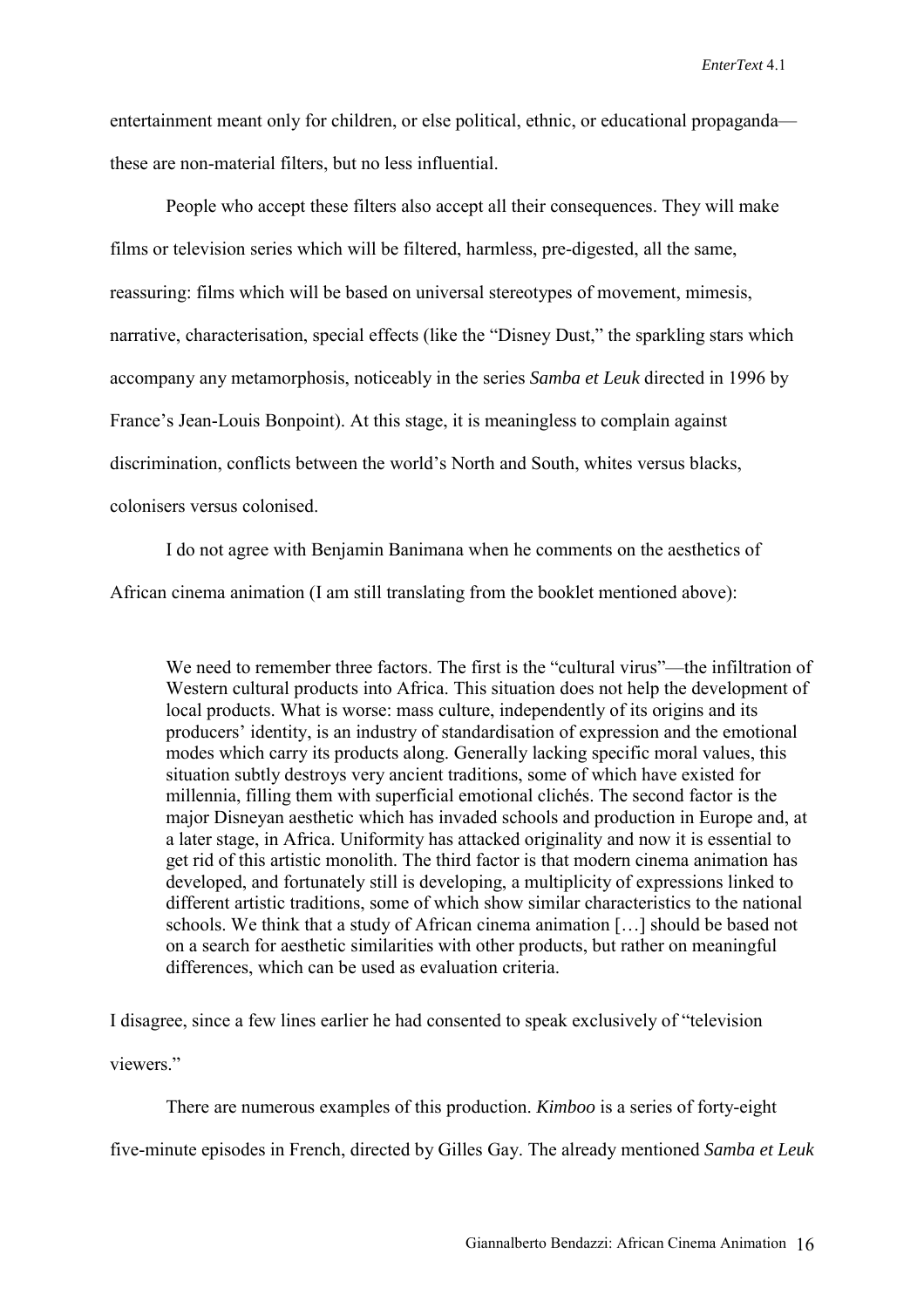entertainment meant only for children, or else political, ethnic, or educational propaganda—these are non-material filters, but no less influential.

People who accept these filters also accept all their consequences. They will make films or television series which will be filtered, harmless, pre-digested, all the same, reassuring: films which will be based on universal stereotypes of movement, mimesis, narrative, characterisation, special effects (like the "Disney Dust," the sparkling stars which accompany any metamorphosis, noticeably in the series *Samba et Leuk* directed in 1996 by France's Jean-Louis Bonpoint). At this stage, it is meaningless to complain against discrimination, conflicts between the world's North and South, whites versus blacks, colonisers versus colonised.

I do not agree with Benjamin Banimana when he comments on the aesthetics of African cinema animation (I am still translating from the booklet mentioned above):

> We need to remember three factors. The first is the "cultural virus"—the infiltration of Western cultural products into Africa. This situation does not help the development of local products. What is worse: mass culture, independently of its origins and its producers' identity, is an industry of standardisation of expression and the emotional modes which carry its products along. Generally lacking specific moral values, this situation subtly destroys very ancient traditions, some of which have existed for millennia, filling them with superficial emotional clichés. The second factor is the major Disneyan aesthetic which has invaded schools and production in Europe and, at a later stage, in Africa. Uniformity has attacked originality and now it is essential to get rid of this artistic monolith. The third factor is that modern cinema animation has developed, and fortunately still is developing, a multiplicity of expressions linked to different artistic traditions, some of which show similar characteristics to the national schools. We think that a study of African cinema animation […] should be based not on a search for aesthetic similarities with other products, but rather on meaningful differences, which can be used as evaluation criteria.

I disagree, since a few lines earlier he had consented to speak exclusively of "television viewers."

There are numerous examples of this production. *Kimboo* is a series of forty-eight five-minute episodes in French, directed by Gilles Gay. The already mentioned *Samba et Leuk*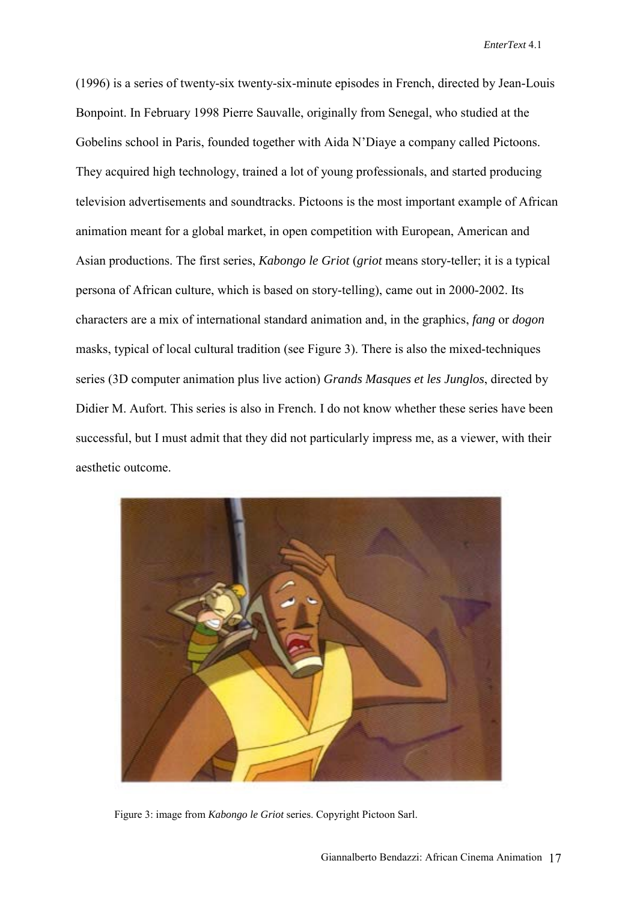(1996) is a series of twenty-six twenty-six-minute episodes in French, directed by Jean-Louis Bonpoint. In February 1998 Pierre Sauvalle, originally from Senegal, who studied at the Gobelins school in Paris, founded together with Aida N'Diaye a company called Pictoons. They acquired high technology, trained a lot of young professionals, and started producing television advertisements and soundtracks. Pictoons is the most important example of African animation meant for a global market, in open competition with European, American and Asian productions. The first series, *Kabongo le Griot* (*griot* means story-teller; it is a typical persona of African culture, which is based on story-telling), came out in 2000-2002. Its characters are a mix of international standard animation and, in the graphics, *fang* or *dogon* masks, typical of local cultural tradition (see Figure 3). There is also the mixed-techniques series (3D computer animation plus live action) *Grands Masques et les Junglos*, directed by Didier M. Aufort. This series is also in French. I do not know whether these series have been successful, but I must admit that they did not particularly impress me, as a viewer, with their aesthetic outcome.

Figure 3: image from *Kabongo le Griot* series. Copyright Pictoon Sarl.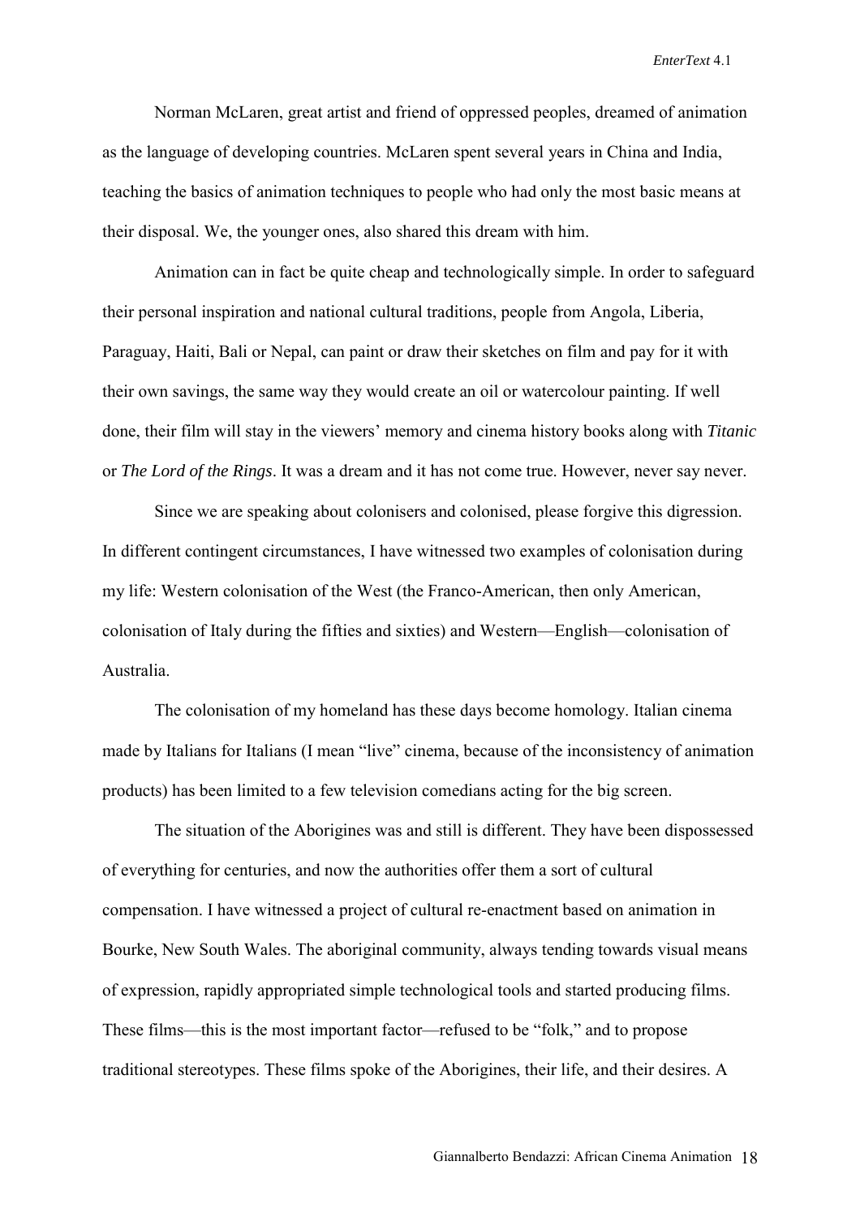Norman McLaren, great artist and friend of oppressed peoples, dreamed of animation as the language of developing countries. McLaren spent several years in China and India, teaching the basics of animation techniques to people who had only the most basic means at their disposal. We, the younger ones, also shared this dream with him.

Animation can in fact be quite cheap and technologically simple. In order to safeguard their personal inspiration and national cultural traditions, people from Angola, Liberia, Paraguay, Haiti, Bali or Nepal, can paint or draw their sketches on film and pay for it with their own savings, the same way they would create an oil or watercolour painting. If well done, their film will stay in the viewers' memory and cinema history books along with *Titanic* or *The Lord of the Rings*. It was a dream and it has not come true. However, never say never.

Since we are speaking about colonisers and colonised, please forgive this digression. In different contingent circumstances, I have witnessed two examples of colonisation during my life: Western colonisation of the West (the Franco-American, then only American, colonisation of Italy during the fifties and sixties) and Western—English—colonisation of Australia.

The colonisation of my homeland has these days become homology. Italian cinema made by Italians for Italians (I mean "live" cinema, because of the inconsistency of animation products) has been limited to a few television comedians acting for the big screen.

The situation of the Aborigines was and still is different. They have been dispossessed of everything for centuries, and now the authorities offer them a sort of cultural compensation. I have witnessed a project of cultural re-enactment based on animation in Bourke, New South Wales. The aboriginal community, always tending towards visual means of expression, rapidly appropriated simple technological tools and started producing films. These films—this is the most important factor—refused to be "folk," and to propose traditional stereotypes. These films spoke of the Aborigines, their life, and their desires. A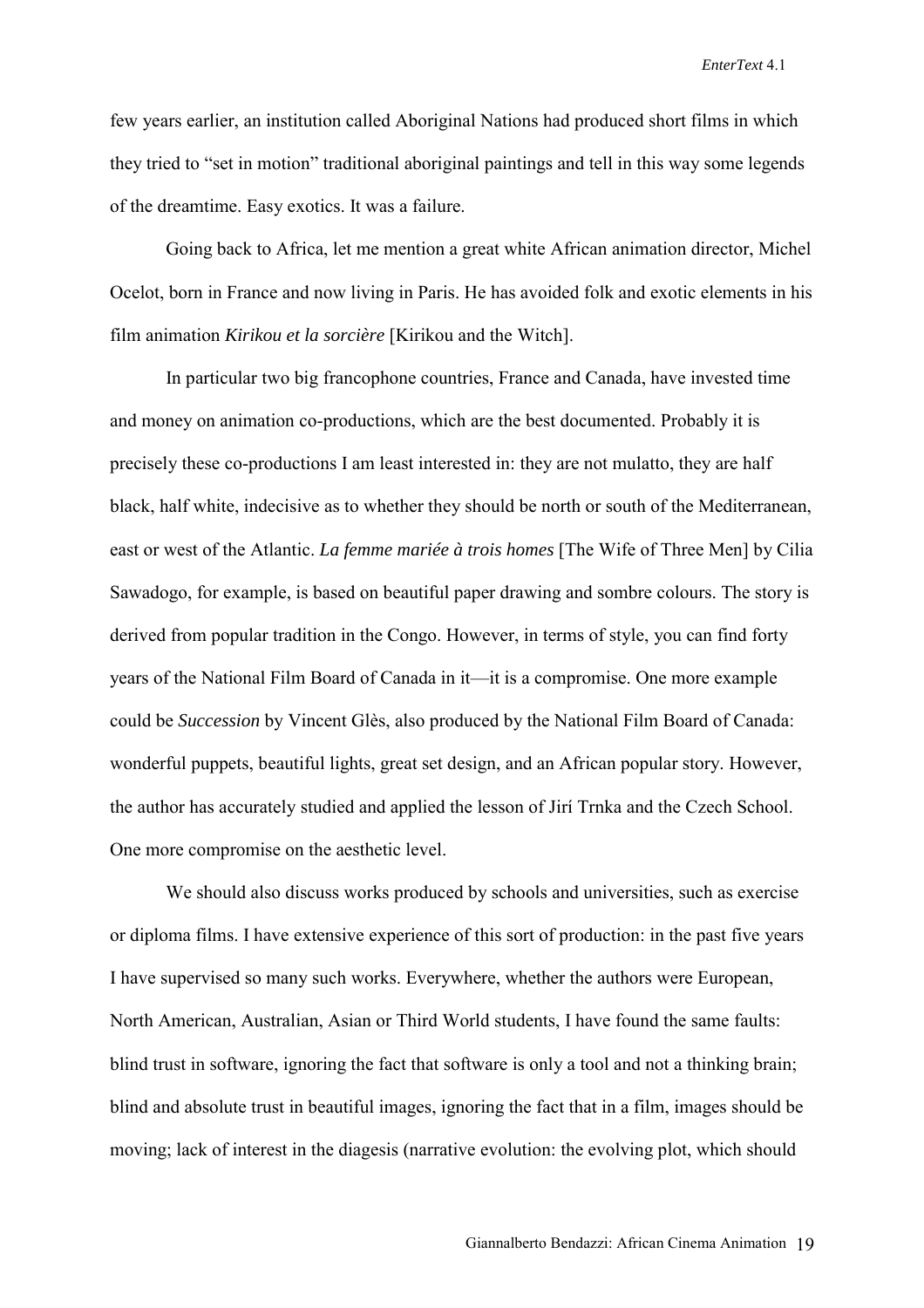few years earlier, an institution called Aboriginal Nations had produced short films in which they tried to "set in motion" traditional aboriginal paintings and tell in this way some legends of the dreamtime. Easy exotics. It was a failure.

Going back to Africa, let me mention a great white African animation director, Michel Ocelot, born in France and now living in Paris. He has avoided folk and exotic elements in his film animation *Kirikou et la sorcière* [Kirikou and the Witch].

In particular two big francophone countries, France and Canada, have invested time and money on animation co-productions, which are the best documented. Probably it is precisely these co-productions I am least interested in: they are not mulatto, they are half black, half white, indecisive as to whether they should be north or south of the Mediterranean, east or west of the Atlantic. *La femme mariée à trois homes* [The Wife of Three Men] by Cilia Sawadogo, for example, is based on beautiful paper drawing and sombre colours. The story is derived from popular tradition in the Congo. However, in terms of style, you can find forty years of the National Film Board of Canada in it—it is a compromise. One more example could be *Succession* by Vincent Glès, also produced by the National Film Board of Canada: wonderful puppets, beautiful lights, great set design, and an African popular story. However, the author has accurately studied and applied the lesson of Jirí Trnka and the Czech School. One more compromise on the aesthetic level.

We should also discuss works produced by schools and universities, such as exercise or diploma films. I have extensive experience of this sort of production: in the past five years I have supervised so many such works. Everywhere, whether the authors were European, North American, Australian, Asian or Third World students, I have found the same faults: blind trust in software, ignoring the fact that software is only a tool and not a thinking brain; blind and absolute trust in beautiful images, ignoring the fact that in a film, images should be moving; lack of interest in the diagesis (narrative evolution: the evolving plot, which should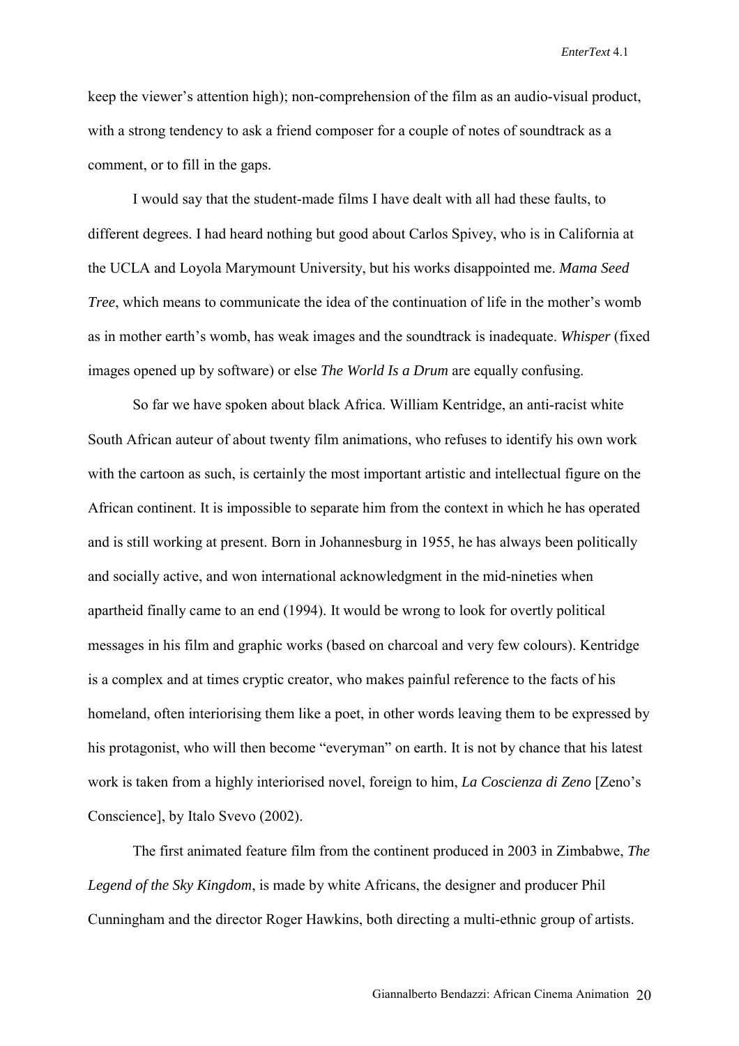keep the viewer's attention high); non-comprehension of the film as an audio-visual product, with a strong tendency to ask a friend composer for a couple of notes of soundtrack as a comment, or to fill in the gaps.

I would say that the student-made films I have dealt with all had these faults, to different degrees. I had heard nothing but good about Carlos Spivey, who is in California at the UCLA and Loyola Marymount University, but his works disappointed me. *Mama Seed Tree*, which means to communicate the idea of the continuation of life in the mother's womb as in mother earth's womb, has weak images and the soundtrack is inadequate. *Whisper* (fixed images opened up by software) or else *The World Is a Drum* are equally confusing.

So far we have spoken about black Africa. William Kentridge, an anti-racist white South African auteur of about twenty film animations, who refuses to identify his own work with the cartoon as such, is certainly the most important artistic and intellectual figure on the African continent. It is impossible to separate him from the context in which he has operated and is still working at present. Born in Johannesburg in 1955, he has always been politically and socially active, and won international acknowledgment in the mid-nineties when apartheid finally came to an end (1994). It would be wrong to look for overtly political messages in his film and graphic works (based on charcoal and very few colours). Kentridge is a complex and at times cryptic creator, who makes painful reference to the facts of his homeland, often interiorising them like a poet, in other words leaving them to be expressed by his protagonist, who will then become "everyman" on earth. It is not by chance that his latest work is taken from a highly interiorised novel, foreign to him, *La Coscienza di Zeno* [Zeno's Conscience], by Italo Svevo (2002).

The first animated feature film from the continent produced in 2003 in Zimbabwe, *The Legend of the Sky Kingdom*, is made by white Africans, the designer and producer Phil Cunningham and the director Roger Hawkins, both directing a multi-ethnic group of artists.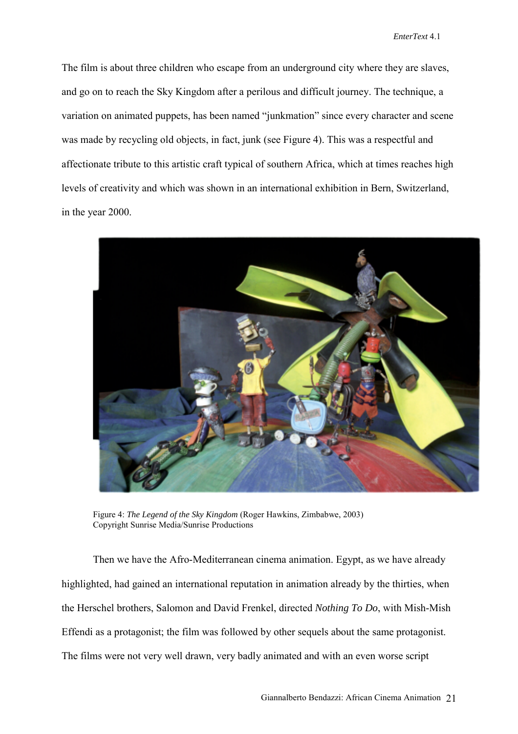The film is about three children who escape from an underground city where they are slaves, and go on to reach the Sky Kingdom after a perilous and difficult journey. The technique, a variation on animated puppets, has been named "junkmation" since every character and scene was made by recycling old objects, in fact, junk (see Figure 4). This was a respectful and affectionate tribute to this artistic craft typical of southern Africa, which at times reaches high levels of creativity and which was shown in an international exhibition in Bern, Switzerland, in the year 2000.

Figure 4: *The Legend of the Sky Kingdom* (Roger Hawkins, Zimbabwe, 2003)
Copyright Sunrise Media/Sunrise Productions

Then we have the Afro-Mediterranean cinema animation. Egypt, as we have already highlighted, had gained an international reputation in animation already by the thirties, when the Herschel brothers, Salomon and David Frenkel, directed *Nothing To Do*, with Mish-Mish Effendi as a protagonist; the film was followed by other sequels about the same protagonist. The films were not very well drawn, very badly animated and with an even worse script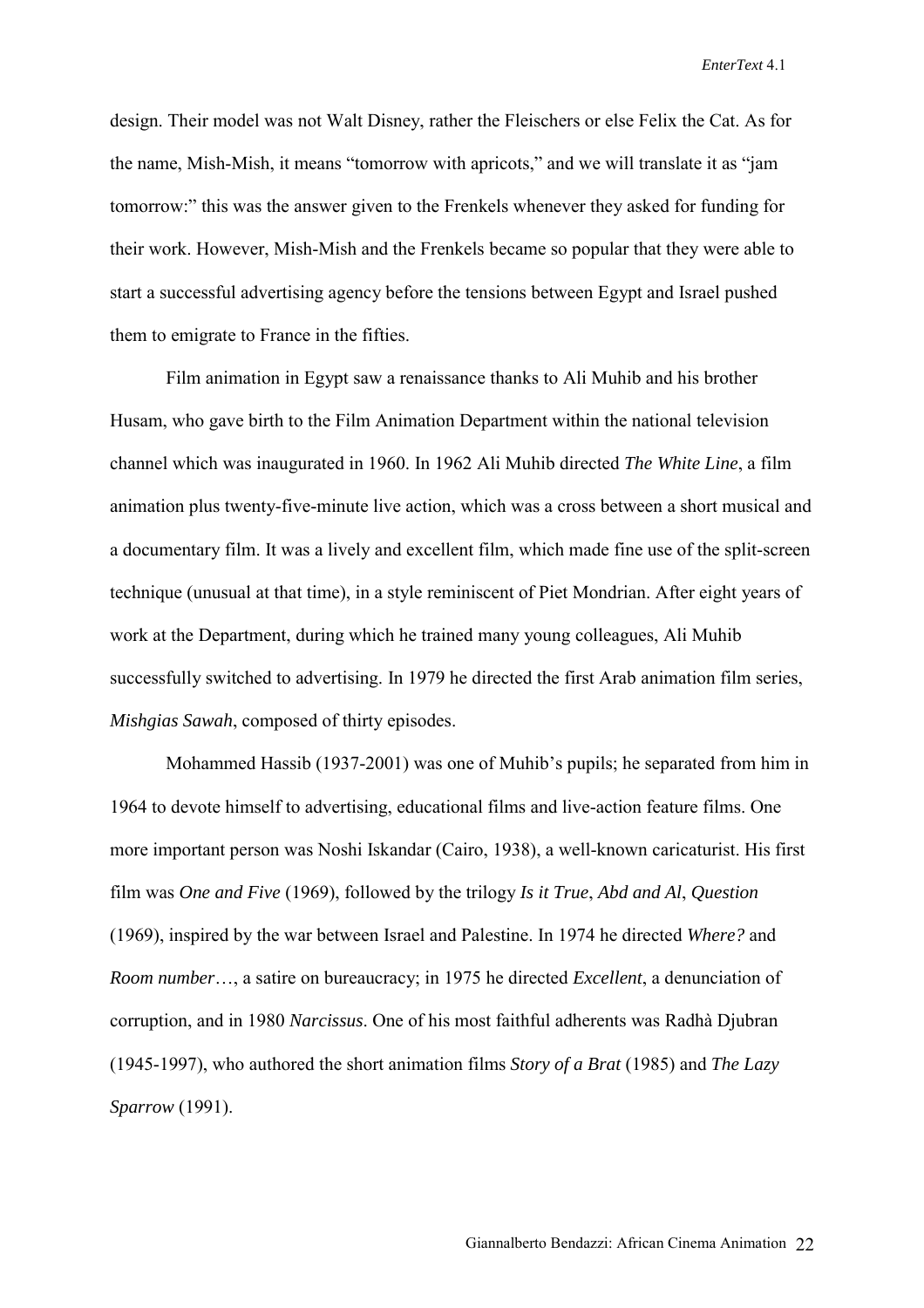design. Their model was not Walt Disney, rather the Fleischers or else Felix the Cat. As for the name, Mish-Mish, it means "tomorrow with apricots," and we will translate it as "jam tomorrow:" this was the answer given to the Frenkels whenever they asked for funding for their work. However, Mish-Mish and the Frenkels became so popular that they were able to start a successful advertising agency before the tensions between Egypt and Israel pushed them to emigrate to France in the fifties.

Film animation in Egypt saw a renaissance thanks to Ali Muhib and his brother Husam, who gave birth to the Film Animation Department within the national television channel which was inaugurated in 1960. In 1962 Ali Muhib directed *The White Line*, a film animation plus twenty-five-minute live action, which was a cross between a short musical and a documentary film. It was a lively and excellent film, which made fine use of the split-screen technique (unusual at that time), in a style reminiscent of Piet Mondrian. After eight years of work at the Department, during which he trained many young colleagues, Ali Muhib successfully switched to advertising. In 1979 he directed the first Arab animation film series, *Mishgias Sawah*, composed of thirty episodes.

Mohammed Hassib (1937-2001) was one of Muhib's pupils; he separated from him in 1964 to devote himself to advertising, educational films and live-action feature films. One more important person was Noshi Iskandar (Cairo, 1938), a well-known caricaturist. His first film was *One and Five* (1969), followed by the trilogy *Is it True*, *Abd and Al*, *Question* (1969), inspired by the war between Israel and Palestine. In 1974 he directed *Where?* and *Room number*…, a satire on bureaucracy; in 1975 he directed *Excellent*, a denunciation of corruption, and in 1980 *Narcissus*. One of his most faithful adherents was Radhà Djubran (1945-1997), who authored the short animation films *Story of a Brat* (1985) and *The Lazy Sparrow* (1991).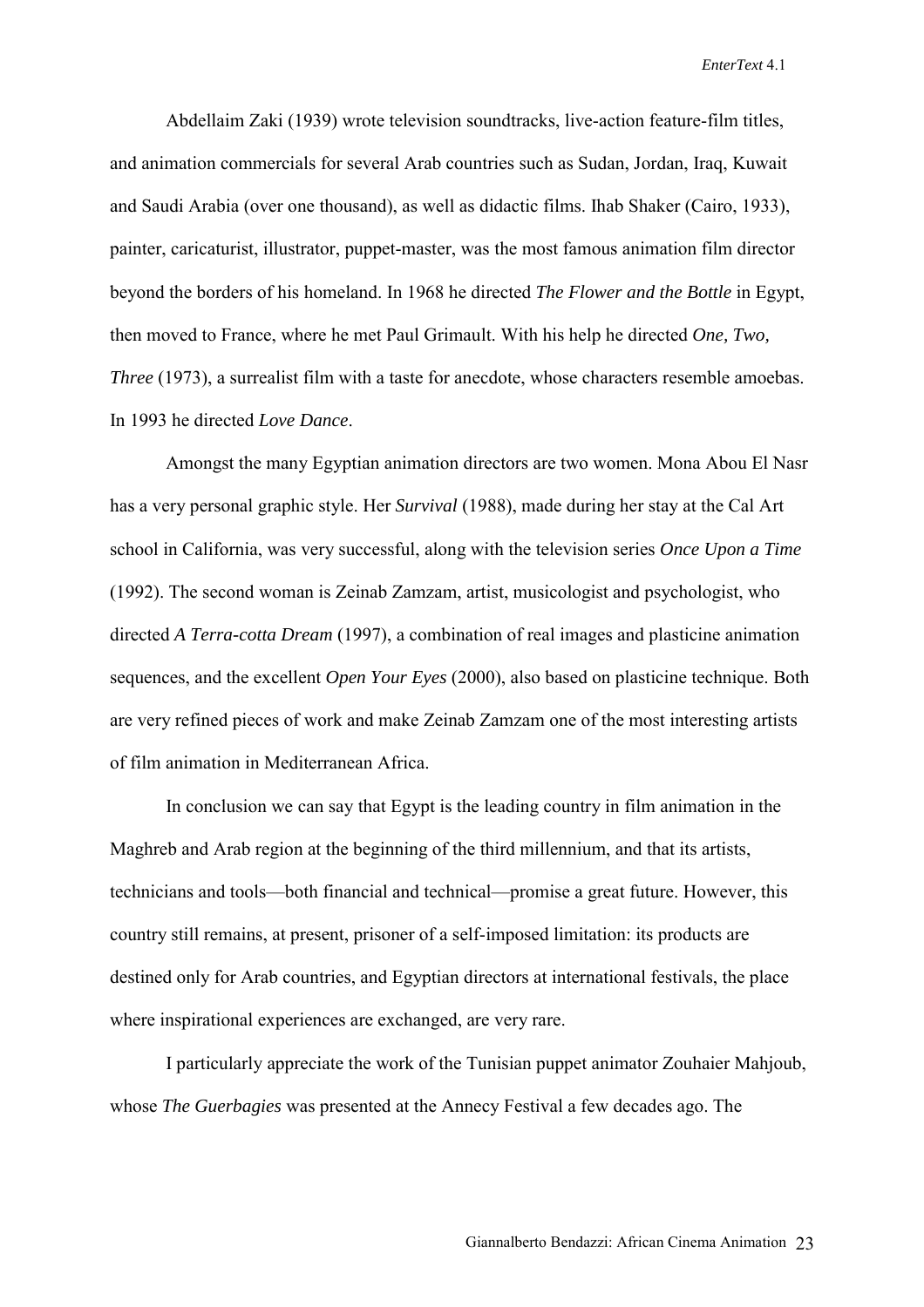Abdellaim Zaki (1939) wrote television soundtracks, live-action feature-film titles, and animation commercials for several Arab countries such as Sudan, Jordan, Iraq, Kuwait and Saudi Arabia (over one thousand), as well as didactic films. Ihab Shaker (Cairo, 1933), painter, caricaturist, illustrator, puppet-master, was the most famous animation film director beyond the borders of his homeland. In 1968 he directed *The Flower and the Bottle* in Egypt, then moved to France, where he met Paul Grimault. With his help he directed *One, Two, Three* (1973), a surrealist film with a taste for anecdote, whose characters resemble amoebas. In 1993 he directed *Love Dance*.

Amongst the many Egyptian animation directors are two women. Mona Abou El Nasr has a very personal graphic style. Her *Survival* (1988), made during her stay at the Cal Art school in California, was very successful, along with the television series *Once Upon a Time* (1992). The second woman is Zeinab Zamzam, artist, musicologist and psychologist, who directed *A Terra-cotta Dream* (1997), a combination of real images and plasticine animation sequences, and the excellent *Open Your Eyes* (2000), also based on plasticine technique. Both are very refined pieces of work and make Zeinab Zamzam one of the most interesting artists of film animation in Mediterranean Africa.

In conclusion we can say that Egypt is the leading country in film animation in the Maghreb and Arab region at the beginning of the third millennium, and that its artists, technicians and tools—both financial and technical—promise a great future. However, this country still remains, at present, prisoner of a self-imposed limitation: its products are destined only for Arab countries, and Egyptian directors at international festivals, the place where inspirational experiences are exchanged, are very rare.

I particularly appreciate the work of the Tunisian puppet animator Zouhaier Mahjoub, whose *The Guerbagies* was presented at the Annecy Festival a few decades ago. The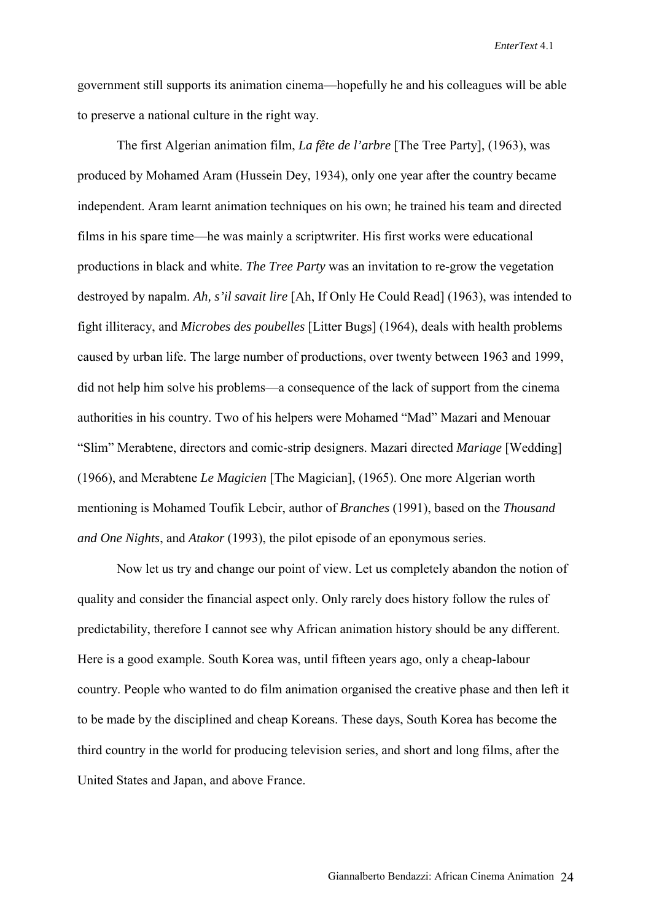government still supports its animation cinema—hopefully he and his colleagues will be able to preserve a national culture in the right way.

The first Algerian animation film, *La fête de l'arbre* [The Tree Party], (1963), was produced by Mohamed Aram (Hussein Dey, 1934), only one year after the country became independent. Aram learnt animation techniques on his own; he trained his team and directed films in his spare time—he was mainly a scriptwriter. His first works were educational productions in black and white. *The Tree Party* was an invitation to re-grow the vegetation destroyed by napalm. *Ah, s'il savait lire* [Ah, If Only He Could Read] (1963), was intended to fight illiteracy, and *Microbes des poubelles* [Litter Bugs] (1964), deals with health problems caused by urban life. The large number of productions, over twenty between 1963 and 1999, did not help him solve his problems—a consequence of the lack of support from the cinema authorities in his country. Two of his helpers were Mohamed "Mad" Mazari and Menouar "Slim" Merabtene, directors and comic-strip designers. Mazari directed *Mariage* [Wedding] (1966), and Merabtene *Le Magicien* [The Magician], (1965). One more Algerian worth mentioning is Mohamed Toufik Lebcir, author of *Branches* (1991), based on the *Thousand and One Nights*, and *Atakor* (1993), the pilot episode of an eponymous series.

Now let us try and change our point of view. Let us completely abandon the notion of quality and consider the financial aspect only. Only rarely does history follow the rules of predictability, therefore I cannot see why African animation history should be any different. Here is a good example. South Korea was, until fifteen years ago, only a cheap-labour country. People who wanted to do film animation organised the creative phase and then left it to be made by the disciplined and cheap Koreans. These days, South Korea has become the third country in the world for producing television series, and short and long films, after the United States and Japan, and above France.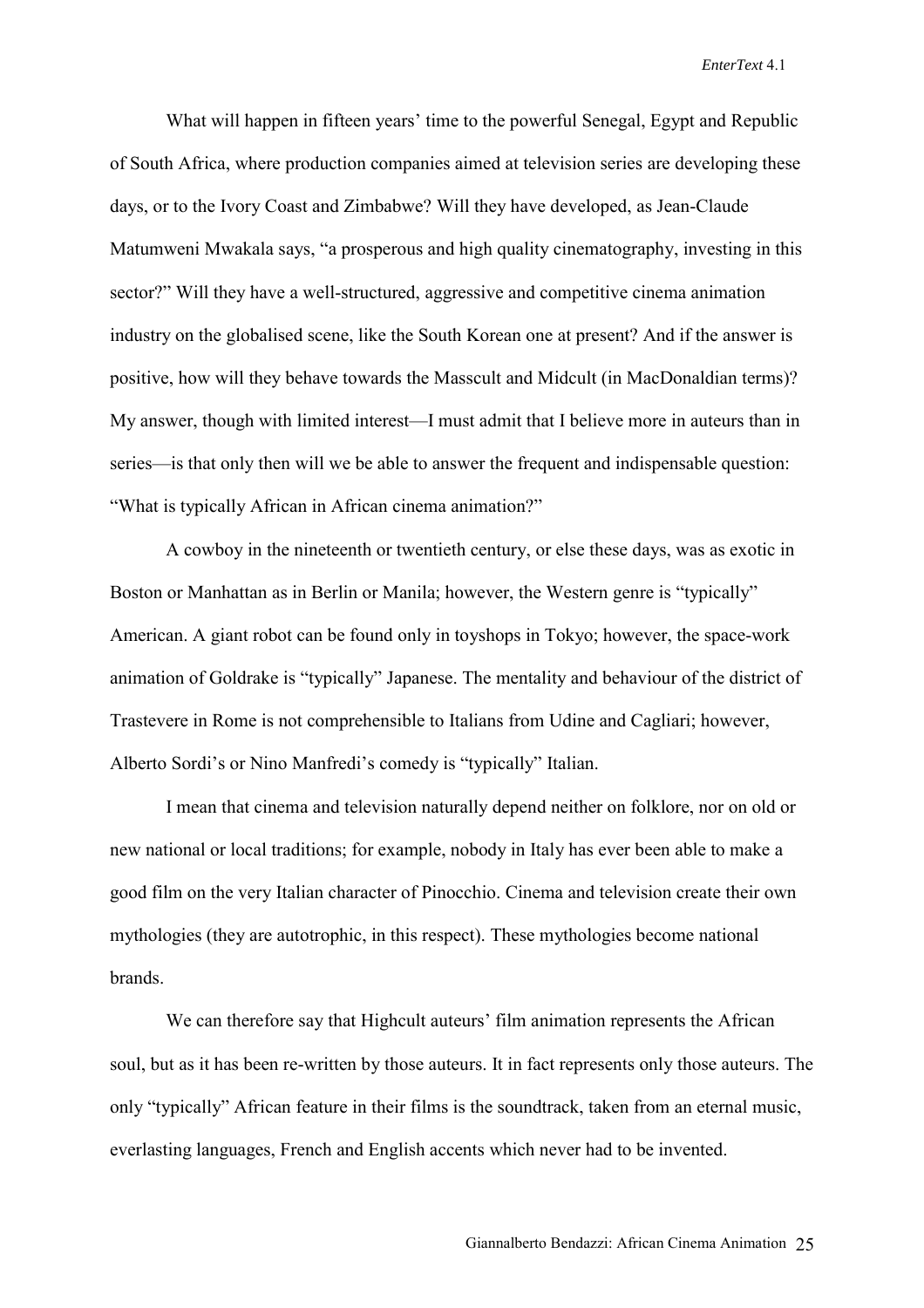What will happen in fifteen years' time to the powerful Senegal, Egypt and Republic of South Africa, where production companies aimed at television series are developing these days, or to the Ivory Coast and Zimbabwe? Will they have developed, as Jean-Claude Matumweni Mwakala says, "a prosperous and high quality cinematography, investing in this sector?" Will they have a well-structured, aggressive and competitive cinema animation industry on the globalised scene, like the South Korean one at present? And if the answer is positive, how will they behave towards the Masscult and Midcult (in MacDonaldian terms)? My answer, though with limited interest—I must admit that I believe more in auteurs than in series—is that only then will we be able to answer the frequent and indispensable question: "What is typically African in African cinema animation?"

A cowboy in the nineteenth or twentieth century, or else these days, was as exotic in Boston or Manhattan as in Berlin or Manila; however, the Western genre is "typically" American. A giant robot can be found only in toyshops in Tokyo; however, the space-work animation of Goldrake is "typically" Japanese. The mentality and behaviour of the district of Trastevere in Rome is not comprehensible to Italians from Udine and Cagliari; however, Alberto Sordi's or Nino Manfredi's comedy is "typically" Italian.

I mean that cinema and television naturally depend neither on folklore, nor on old or new national or local traditions; for example, nobody in Italy has ever been able to make a good film on the very Italian character of Pinocchio. Cinema and television create their own mythologies (they are autotrophic, in this respect). These mythologies become national brands.

We can therefore say that Highcult auteurs' film animation represents the African soul, but as it has been re-written by those auteurs. It in fact represents only those auteurs. The only "typically" African feature in their films is the soundtrack, taken from an eternal music, everlasting languages, French and English accents which never had to be invented.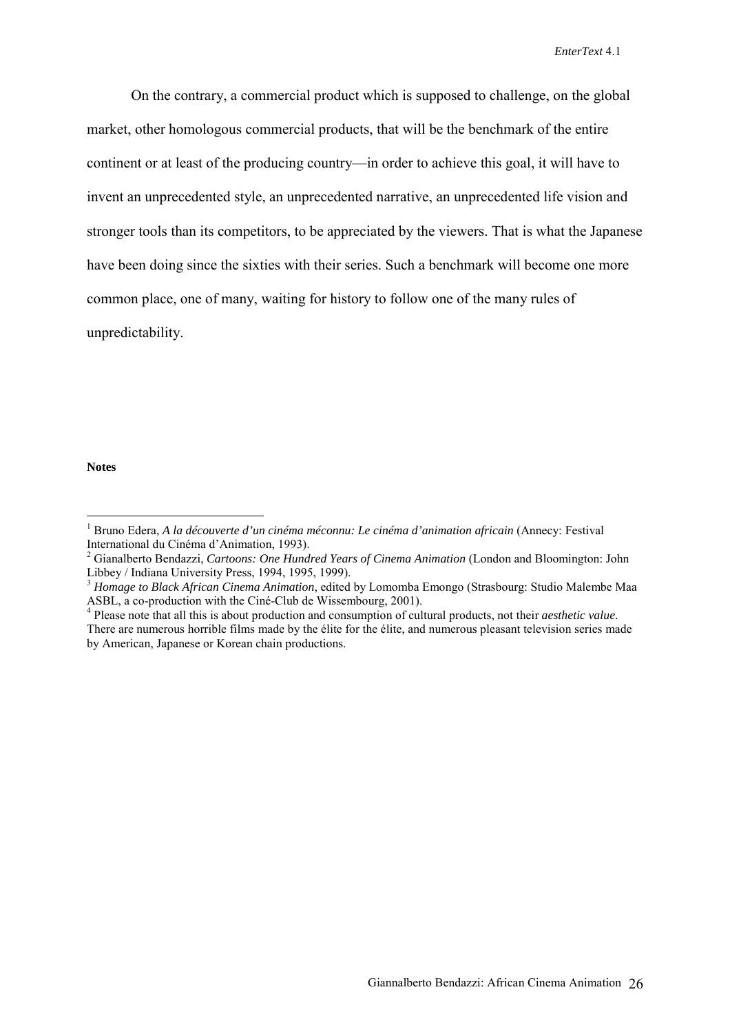On the contrary, a commercial product which is supposed to challenge, on the global market, other homologous commercial products, that will be the benchmark of the entire continent or at least of the producing country—in order to achieve this goal, it will have to invent an unprecedented style, an unprecedented narrative, an unprecedented life vision and stronger tools than its competitors, to be appreciated by the viewers. That is what the Japanese have been doing since the sixties with their series. Such a benchmark will become one more common place, one of many, waiting for history to follow one of the many rules of unpredictability.

**Notes**

[1] Bruno Edera, *A la découverte d'un cinéma méconnu: Le cinéma d'animation africain* (Annecy: Festival International du Cinéma d'Animation, 1993).

[2] Gianalberto Bendazzi, *Cartoons: One Hundred Years of Cinema Animation* (London and Bloomington: John Libbey / Indiana University Press, 1994, 1995, 1999).

[3] *Homage to Black African Cinema Animation*, edited by Lomomba Emongo (Strasbourg: Studio Malembe Maa ASBL, a co-production with the Ciné-Club de Wissembourg, 2001).

[4] Please note that all this is about production and consumption of cultural products, not their *aesthetic value*. There are numerous horrible films made by the élite for the élite, and numerous pleasant television series made by American, Japanese or Korean chain productions.